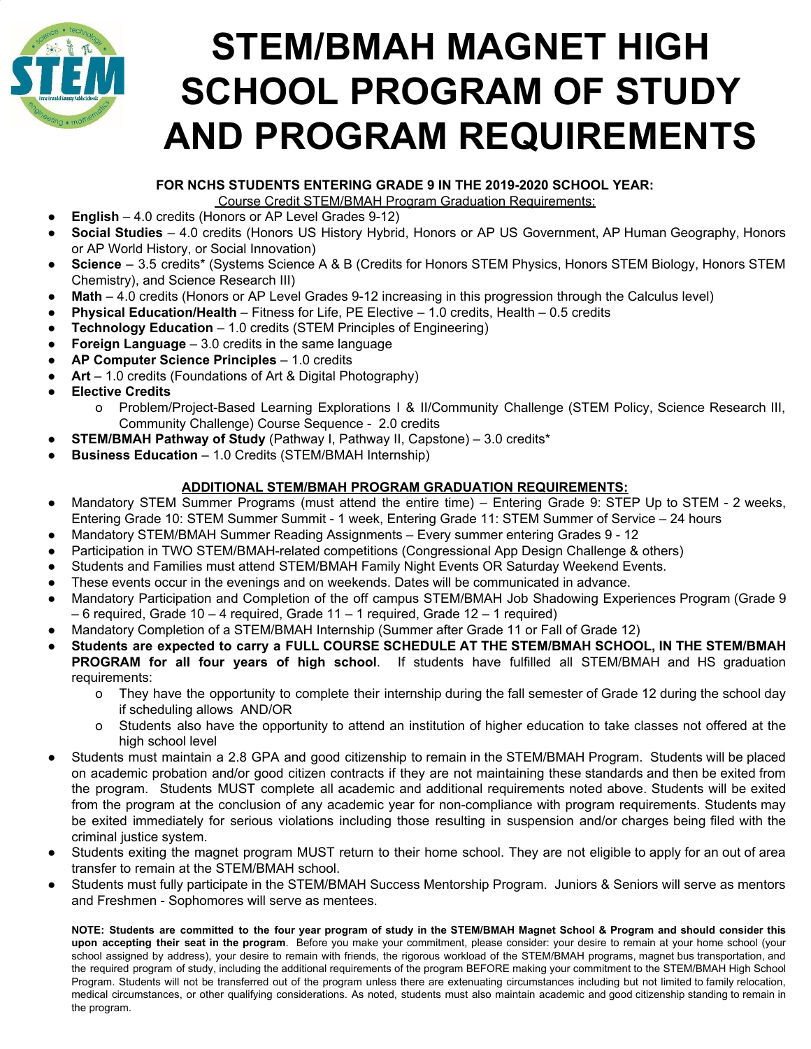# STEM/BMAH MAGNET HIGH SCHOOL PROGRAM OF STUDY AND PROGRAM REQUIREMENTS

**FOR NCHS STUDENTS ENTERING GRADE 9 IN THE 2019-2020 SCHOOL YEAR:**

Course Credit STEM/BMAH Program Graduation Requirements:

- **English** – 4.0 credits (Honors or AP Level Grades 9-12)
- **Social Studies** – 4.0 credits (Honors US History Hybrid, Honors or AP US Government, AP Human Geography, Honors or AP World History, or Social Innovation)
- **Science** – 3.5 credits* (Systems Science A & B (Credits for Honors STEM Physics, Honors STEM Biology, Honors STEM Chemistry), and Science Research III)
- **Math** – 4.0 credits (Honors or AP Level Grades 9-12 increasing in this progression through the Calculus level)
- **Physical Education/Health** – Fitness for Life, PE Elective – 1.0 credits, Health – 0.5 credits
- **Technology Education** – 1.0 credits (STEM Principles of Engineering)
- **Foreign Language** – 3.0 credits in the same language
- **AP Computer Science Principles** – 1.0 credits
- **Art** – 1.0 credits (Foundations of Art & Digital Photography)
- **Elective Credits**
    - o Problem/Project-Based Learning Explorations I & II/Community Challenge (STEM Policy, Science Research III, Community Challenge) Course Sequence - 2.0 credits
- **STEM/BMAH Pathway of Study** (Pathway I, Pathway II, Capstone) – 3.0 credits*
- **Business Education** – 1.0 Credits (STEM/BMAH Internship)

**ADDITIONAL STEM/BMAH PROGRAM GRADUATION REQUIREMENTS:**

- Mandatory STEM Summer Programs (must attend the entire time) – Entering Grade 9: STEP Up to STEM - 2 weeks, Entering Grade 10: STEM Summer Summit - 1 week, Entering Grade 11: STEM Summer of Service – 24 hours
- Mandatory STEM/BMAH Summer Reading Assignments – Every summer entering Grades 9 - 12
- Participation in TWO STEM/BMAH-related competitions (Congressional App Design Challenge & others)
- Students and Families must attend STEM/BMAH Family Night Events OR Saturday Weekend Events.
- These events occur in the evenings and on weekends. Dates will be communicated in advance.
- Mandatory Participation and Completion of the off campus STEM/BMAH Job Shadowing Experiences Program (Grade 9 – 6 required, Grade 10 – 4 required, Grade 11 – 1 required, Grade 12 – 1 required)
- Mandatory Completion of a STEM/BMAH Internship (Summer after Grade 11 or Fall of Grade 12)
- **Students are expected to carry a FULL COURSE SCHEDULE AT THE STEM/BMAH SCHOOL, IN THE STEM/BMAH PROGRAM for all four years of high school**. If students have fulfilled all STEM/BMAH and HS graduation requirements:
    - o They have the opportunity to complete their internship during the fall semester of Grade 12 during the school day if scheduling allows AND/OR
    - o Students also have the opportunity to attend an institution of higher education to take classes not offered at the high school level
- Students must maintain a 2.8 GPA and good citizenship to remain in the STEM/BMAH Program. Students will be placed on academic probation and/or good citizen contracts if they are not maintaining these standards and then be exited from the program. Students MUST complete all academic and additional requirements noted above. Students will be exited from the program at the conclusion of any academic year for non-compliance with program requirements. Students may be exited immediately for serious violations including those resulting in suspension and/or charges being filed with the criminal justice system.
- Students exiting the magnet program MUST return to their home school. They are not eligible to apply for an out of area transfer to remain at the STEM/BMAH school.
- Students must fully participate in the STEM/BMAH Success Mentorship Program. Juniors & Seniors will serve as mentors and Freshmen - Sophomores will serve as mentees.

**NOTE: Students are committed to the four year program of study in the STEM/BMAH Magnet School & Program and should consider this upon accepting their seat in the program**. Before you make your commitment, please consider: your desire to remain at your home school (your school assigned by address), your desire to remain with friends, the rigorous workload of the STEM/BMAH programs, magnet bus transportation, and the required program of study, including the additional requirements of the program BEFORE making your commitment to the STEM/BMAH High School Program. Students will not be transferred out of the program unless there are extenuating circumstances including but not limited to family relocation, medical circumstances, or other qualifying considerations. As noted, students must also maintain academic and good citizenship standing to remain in the program.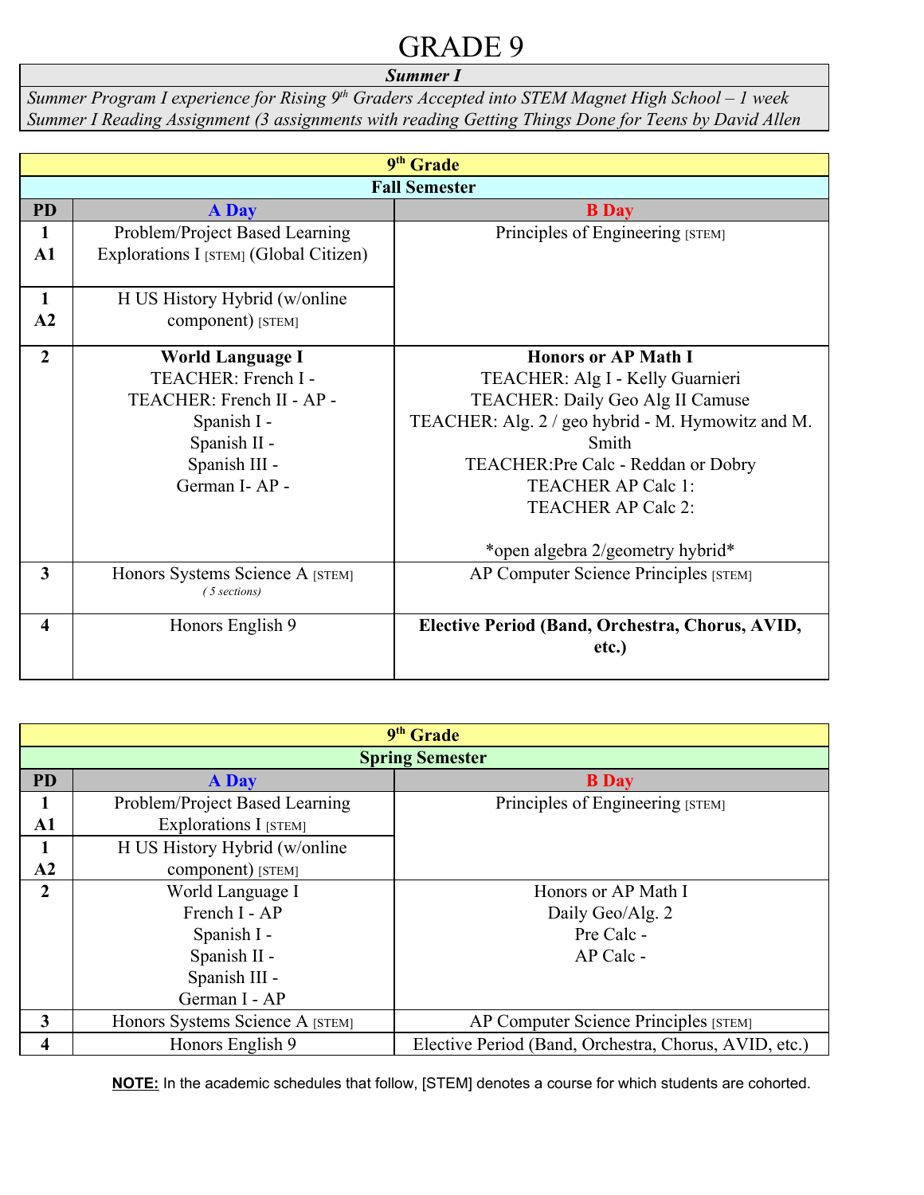# GRADE 9

| ***Summer I*** |
|---|
| *Summer Program I experience for Rising 9th Graders Accepted into STEM Magnet High School – 1 week* <br> *Summer I Reading Assignment (3 assignments with reading Getting Things Done for Teens by David Allen* |

| 9th Grade | | |
|---|---|---|
| **Fall Semester** | | |
| **PD** | **A Day** | **B Day** |
| **1 A1** | Problem/Project Based Learning Explorations I [STEM] (Global Citizen) | Principles of Engineering [STEM] |
| **1 A2** | H US History Hybrid (w/online component) [STEM] | |
| **2** | **World Language I**<br>TEACHER: French I -<br>TEACHER: French II - AP -<br>Spanish I -<br>Spanish II -<br>Spanish III -<br>German I- AP - | **Honors or AP Math I**<br>TEACHER: Alg I - Kelly Guarnieri<br>TEACHER: Daily Geo Alg II Camuse<br>TEACHER: Alg. 2 / geo hybrid - M. Hymowitz and M. Smith<br>TEACHER:Pre Calc - Reddan or Dobry<br>TEACHER AP Calc 1:<br>TEACHER AP Calc 2:<br><br>*open algebra 2/geometry hybrid* |
| **3** | Honors Systems Science A [STEM]<br>*( 5 sections)* | AP Computer Science Principles [STEM] |
| **4** | Honors English 9 | **Elective Period (Band, Orchestra, Chorus, AVID, etc.)** |

| 9th Grade | | |
|---|---|---|
| **Spring Semester** | | |
| **PD** | **A Day** | **B Day** |
| **1 A1** | Problem/Project Based Learning Explorations I [STEM] | Principles of Engineering [STEM] |
| **1 A2** | H US History Hybrid (w/online component) [STEM] | |
| **2** | World Language I<br>French I - AP<br>Spanish I -<br>Spanish II -<br>Spanish III -<br>German I - AP | Honors or AP Math I<br>Daily Geo/Alg. 2<br>Pre Calc -<br>AP Calc - |
| **3** | Honors Systems Science A [STEM] | AP Computer Science Principles [STEM] |
| **4** | Honors English 9 | Elective Period (Band, Orchestra, Chorus, AVID, etc.) |

**NOTE:** In the academic schedules that follow, [STEM] denotes a course for which students are cohorted.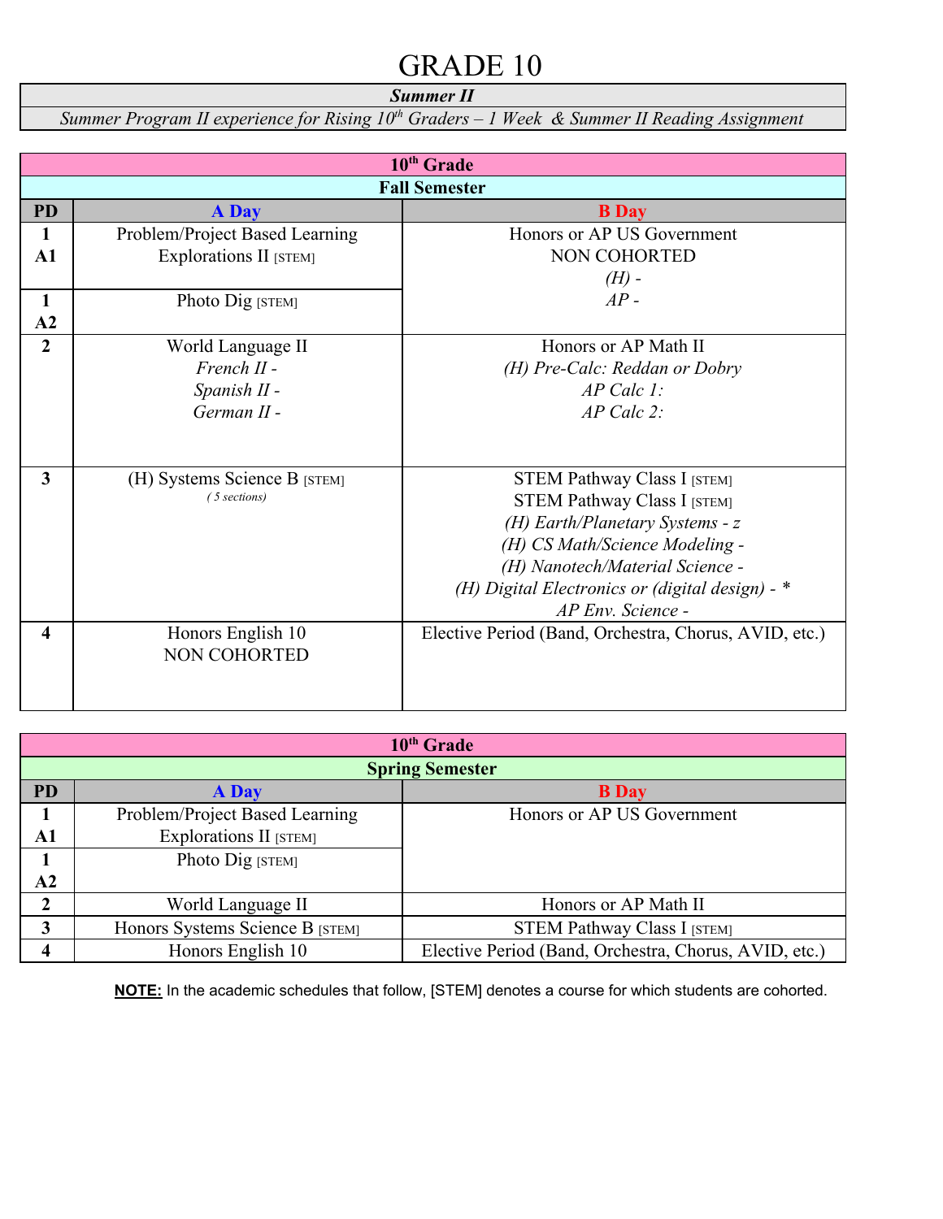# GRADE 10

| ***Summer II*** |
|---|
| *Summer Program II experience for Rising 10th Graders – 1 Week & Summer II Reading Assignment* |

| **10th Grade** | | |
|---|---|---|
| **Fall Semester** | | |
| **PD** | **A Day** | **B Day** |
| **1 A1** | Problem/Project Based Learning Explorations II [STEM] | Honors or AP US Government<br>NON COHORTED<br>*(H) -*<br>*AP -* |
| **1 A2** | Photo Dig [STEM] | |
| **2** | World Language II<br>*French II -*<br>*Spanish II -*<br>*German II -* | Honors or AP Math II<br>*(H) Pre-Calc: Reddan or Dobry*<br>*AP Calc 1:*<br>*AP Calc 2:* |
| **3** | (H) Systems Science B [STEM]<br>*( 5 sections)* | STEM Pathway Class I [STEM]<br>STEM Pathway Class I [STEM]<br>*(H) Earth/Planetary Systems - z*<br>*(H) CS Math/Science Modeling -*<br>*(H) Nanotech/Material Science -*<br>*(H) Digital Electronics or (digital design) - **<br>*AP Env. Science -* |
| **4** | Honors English 10<br>NON COHORTED | Elective Period (Band, Orchestra, Chorus, AVID, etc.) |

| **10th Grade** | | |
|---|---|---|
| **Spring Semester** | | |
| **PD** | **A Day** | **B Day** |
| **1 A1** | Problem/Project Based Learning Explorations II [STEM] | Honors or AP US Government |
| **1 A2** | Photo Dig [STEM] | |
| **2** | World Language II | Honors or AP Math II |
| **3** | Honors Systems Science B [STEM] | STEM Pathway Class I [STEM] |
| **4** | Honors English 10 | Elective Period (Band, Orchestra, Chorus, AVID, etc.) |

**NOTE:** In the academic schedules that follow, [STEM] denotes a course for which students are cohorted.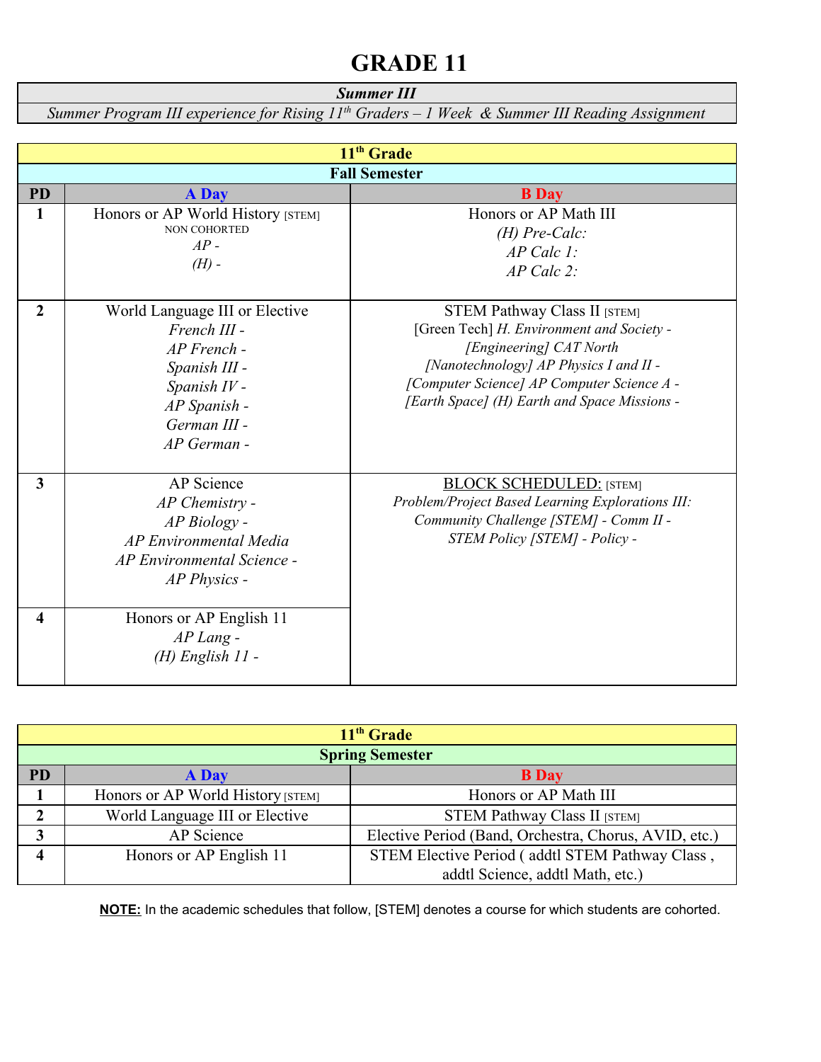# GRADE 11

| *Summer III* |
|---|
| *Summer Program III experience for Rising 11th Graders – 1 Week & Summer III Reading Assignment* |

| 11th Grade | | |
|---|---|---|
| **Fall Semester** | | |
| **PD** | **A Day** | **B Day** |
| **1** | Honors or AP World History [STEM]<br>NON COHORTED<br>*AP -*<br>*(H) -* | Honors or AP Math III<br>*(H) Pre-Calc:*<br>*AP Calc 1:*<br>*AP Calc 2:* |
| **2** | World Language III or Elective<br>*French III -*<br>*AP French -*<br>*Spanish III -*<br>*Spanish IV -*<br>*AP Spanish -*<br>*German III -*<br>*AP German -* | STEM Pathway Class II [STEM]<br>[Green Tech] *H. Environment and Society -*<br>*[Engineering] CAT North*<br>*[Nanotechnology] AP Physics I and II -*<br>*[Computer Science] AP Computer Science A -*<br>*[Earth Space] (H) Earth and Space Missions -* |
| **3** | AP Science<br>*AP Chemistry -*<br>*AP Biology -*<br>*AP Environmental Media*<br>*AP Environmental Science -*<br>*AP Physics -* | BLOCK SCHEDULED: [STEM]<br>*Problem/Project Based Learning Explorations III:*<br>*Community Challenge [STEM] - Comm II -*<br>*STEM Policy [STEM] - Policy -* |
| **4** | Honors or AP English 11<br>*AP Lang -*<br>*(H) English 11 -* | |

| 11th Grade | | |
|---|---|---|
| **Spring Semester** | | |
| **PD** | **A Day** | **B Day** |
| **1** | Honors or AP World History [STEM] | Honors or AP Math III |
| **2** | World Language III or Elective | STEM Pathway Class II [STEM] |
| **3** | AP Science | Elective Period (Band, Orchestra, Chorus, AVID, etc.) |
| **4** | Honors or AP English 11 | STEM Elective Period ( addtl STEM Pathway Class , addtl Science, addtl Math, etc.) |

**NOTE:** In the academic schedules that follow, [STEM] denotes a course for which students are cohorted.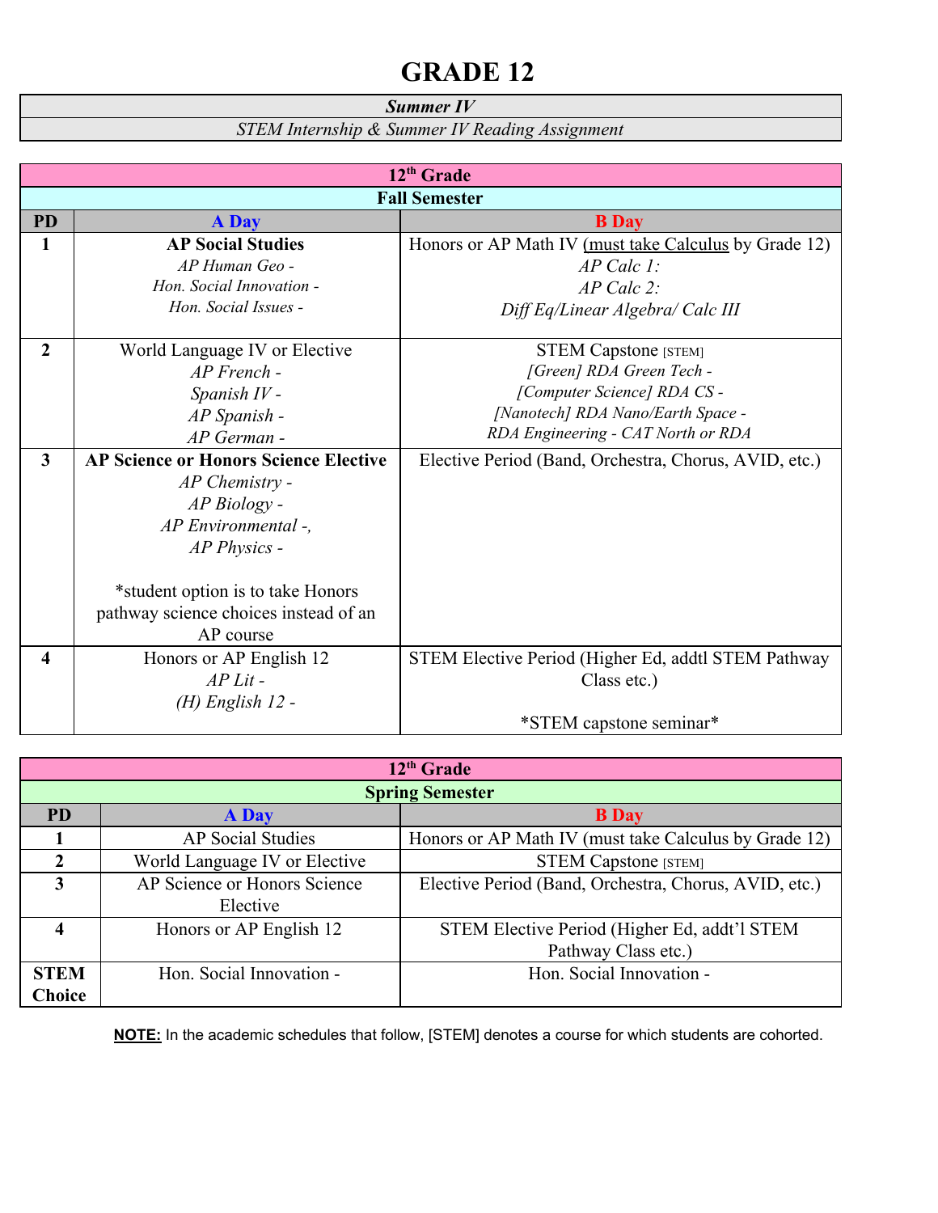# GRADE 12

| *Summer IV* |
| --- |
| *STEM Internship & Summer IV Reading Assignment* |

| 12th Grade | | |
| --- | --- | --- |
| **Fall Semester** | | |
| **PD** | **A Day** | **B Day** |
| **1** | **AP Social Studies**<br>*AP Human Geo -*<br>*Hon. Social Innovation -*<br>*Hon. Social Issues -* | Honors or AP Math IV (must take Calculus by Grade 12)<br>*AP Calc 1:*<br>*AP Calc 2:*<br>*Diff Eq/Linear Algebra/ Calc III* |
| **2** | World Language IV or Elective<br>*AP French -*<br>*Spanish IV -*<br>*AP Spanish -*<br>*AP German -* | STEM Capstone [STEM]<br>*[Green] RDA Green Tech -*<br>*[Computer Science] RDA CS -*<br>*[Nanotech] RDA Nano/Earth Space -*<br>*RDA Engineering - CAT North or RDA* |
| **3** | **AP Science or Honors Science Elective**<br>*AP Chemistry -*<br>*AP Biology -*<br>*AP Environmental -,*<br>*AP Physics -*<br><br>*student option is to take Honors pathway science choices instead of an AP course | Elective Period (Band, Orchestra, Chorus, AVID, etc.) |
| **4** | Honors or AP English 12<br>*AP Lit -*<br>*(H) English 12 -* | STEM Elective Period (Higher Ed, addtl STEM Pathway Class etc.)<br><br>*STEM capstone seminar* |

| 12th Grade | | |
| --- | --- | --- |
| **Spring Semester** | | |
| **PD** | **A Day** | **B Day** |
| **1** | AP Social Studies | Honors or AP Math IV (must take Calculus by Grade 12) |
| **2** | World Language IV or Elective | STEM Capstone [STEM] |
| **3** | AP Science or Honors Science Elective | Elective Period (Band, Orchestra, Chorus, AVID, etc.) |
| **4** | Honors or AP English 12 | STEM Elective Period (Higher Ed, addt'l STEM Pathway Class etc.) |
| **STEM Choice** | Hon. Social Innovation - | Hon. Social Innovation - |

**NOTE:** In the academic schedules that follow, [STEM] denotes a course for which students are cohorted.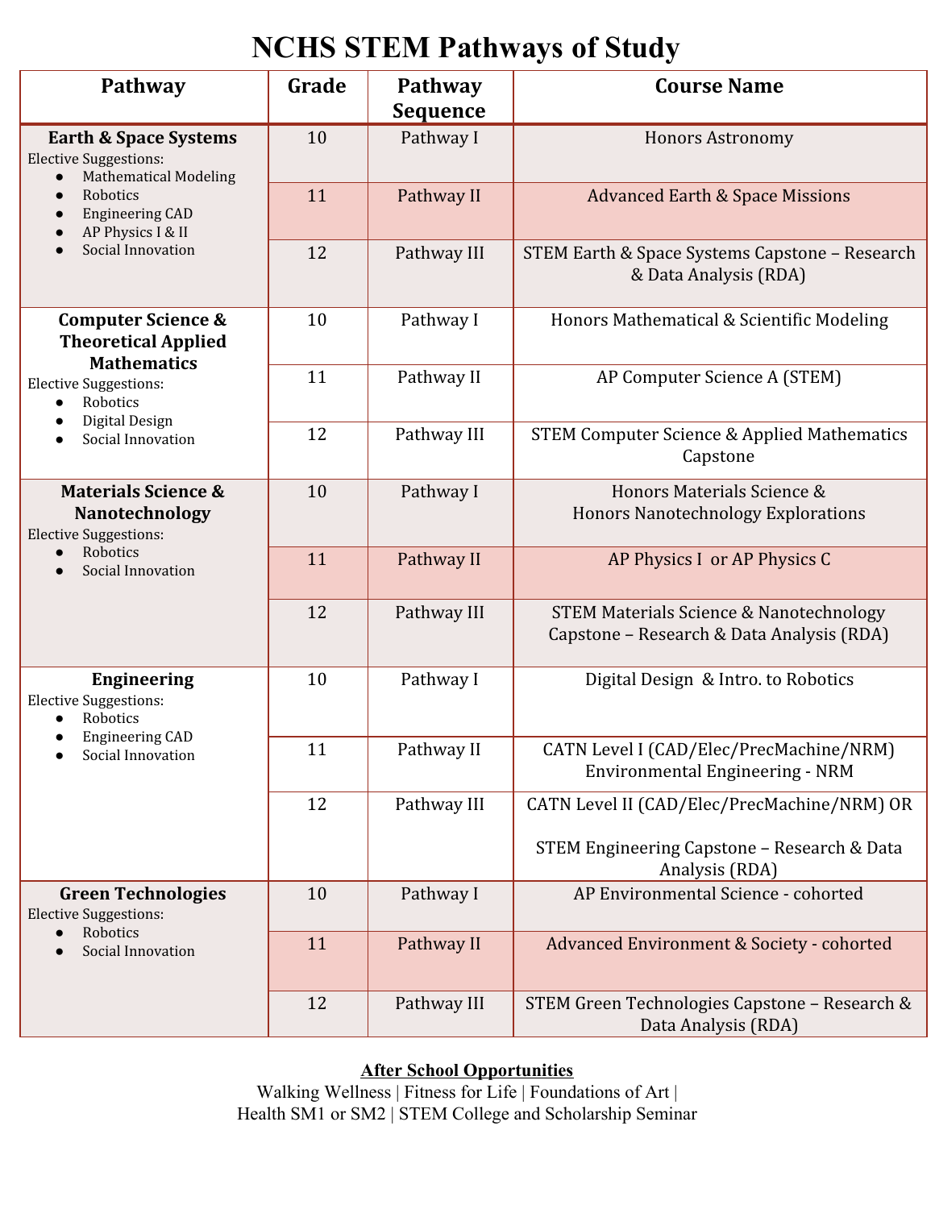# NCHS STEM Pathways of Study

| Pathway | Grade | Pathway Sequence | Course Name |
|---|---|---|---|
| **Earth & Space Systems**<br>Elective Suggestions:<br>• Mathematical Modeling<br>• Robotics<br>• Engineering CAD<br>• AP Physics I & II<br>• Social Innovation | 10 | Pathway I | Honors Astronomy |
| | 11 | Pathway II | Advanced Earth & Space Missions |
| | 12 | Pathway III | STEM Earth & Space Systems Capstone – Research & Data Analysis (RDA) |
| **Computer Science & Theoretical Applied Mathematics**<br>Elective Suggestions:<br>• Robotics<br>• Digital Design<br>• Social Innovation | 10 | Pathway I | Honors Mathematical & Scientific Modeling |
| | 11 | Pathway II | AP Computer Science A (STEM) |
| | 12 | Pathway III | STEM Computer Science & Applied Mathematics Capstone |
| **Materials Science & Nanotechnology**<br>Elective Suggestions:<br>• Robotics<br>• Social Innovation | 10 | Pathway I | Honors Materials Science &<br>Honors Nanotechnology Explorations |
| | 11 | Pathway II | AP Physics I or AP Physics C |
| | 12 | Pathway III | STEM Materials Science & Nanotechnology Capstone – Research & Data Analysis (RDA) |
| **Engineering**<br>Elective Suggestions:<br>• Robotics<br>• Engineering CAD<br>• Social Innovation | 10 | Pathway I | Digital Design & Intro. to Robotics |
| | 11 | Pathway II | CATN Level I (CAD/Elec/PrecMachine/NRM)<br>Environmental Engineering - NRM |
| | 12 | Pathway III | CATN Level II (CAD/Elec/PrecMachine/NRM) OR<br><br>STEM Engineering Capstone – Research & Data Analysis (RDA) |
| **Green Technologies**<br>Elective Suggestions:<br>• Robotics<br>• Social Innovation | 10 | Pathway I | AP Environmental Science - cohorted |
| | 11 | Pathway II | Advanced Environment & Society - cohorted |
| | 12 | Pathway III | STEM Green Technologies Capstone – Research & Data Analysis (RDA) |

**After School Opportunities**

Walking Wellness | Fitness for Life | Foundations of Art |
Health SM1 or SM2 | STEM College and Scholarship Seminar